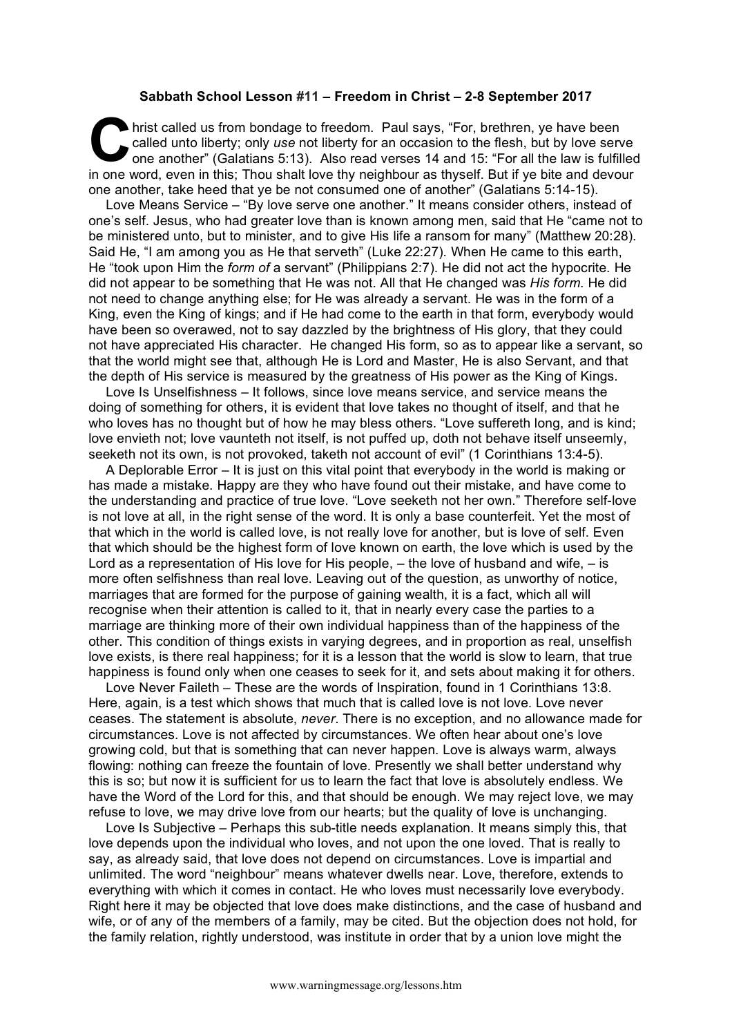**Sabbath School Lesson #11 – Freedom in Christ – 2-8 September 2017**

Christ called us from bondage to freedom. Paul says, "For, brethren, ye have been called unto liberty; only *use* not liberty for an occasion to the flesh, but by love serve one another" (Galatians 5:13). Also read verses 14 and 15: "For all the law is fulfilled in one word, even in this; Thou shalt love thy neighbour as thyself. But if ye bite and devour one another, take heed that ye be not consumed one of another" (Galatians 5:14-15).

Love Means Service – "By love serve one another." It means consider others, instead of one's self. Jesus, who had greater love than is known among men, said that He "came not to be ministered unto, but to minister, and to give His life a ransom for many" (Matthew 20:28). Said He, "I am among you as He that serveth" (Luke 22:27). When He came to this earth, He "took upon Him the *form of* a servant" (Philippians 2:7). He did not act the hypocrite. He did not appear to be something that He was not. All that He changed was *His form*. He did not need to change anything else; for He was already a servant. He was in the form of a King, even the King of kings; and if He had come to the earth in that form, everybody would have been so overawed, not to say dazzled by the brightness of His glory, that they could not have appreciated His character. He changed His form, so as to appear like a servant, so that the world might see that, although He is Lord and Master, He is also Servant, and that the depth of His service is measured by the greatness of His power as the King of Kings.

Love Is Unselfishness – It follows, since love means service, and service means the doing of something for others, it is evident that love takes no thought of itself, and that he who loves has no thought but of how he may bless others. "Love suffereth long, and is kind; love envieth not; love vaunteth not itself, is not puffed up, doth not behave itself unseemly, seeketh not its own, is not provoked, taketh not account of evil" (1 Corinthians 13:4-5).

A Deplorable Error – It is just on this vital point that everybody in the world is making or has made a mistake. Happy are they who have found out their mistake, and have come to the understanding and practice of true love. "Love seeketh not her own." Therefore self-love is not love at all, in the right sense of the word. It is only a base counterfeit. Yet the most of that which in the world is called love, is not really love for another, but is love of self. Even that which should be the highest form of love known on earth, the love which is used by the Lord as a representation of His love for His people, – the love of husband and wife, – is more often selfishness than real love. Leaving out of the question, as unworthy of notice, marriages that are formed for the purpose of gaining wealth, it is a fact, which all will recognise when their attention is called to it, that in nearly every case the parties to a marriage are thinking more of their own individual happiness than of the happiness of the other. This condition of things exists in varying degrees, and in proportion as real, unselfish love exists, is there real happiness; for it is a lesson that the world is slow to learn, that true happiness is found only when one ceases to seek for it, and sets about making it for others.

Love Never Faileth – These are the words of Inspiration, found in 1 Corinthians 13:8. Here, again, is a test which shows that much that is called love is not love. Love never ceases. The statement is absolute, *never*. There is no exception, and no allowance made for circumstances. Love is not affected by circumstances. We often hear about one's love growing cold, but that is something that can never happen. Love is always warm, always flowing: nothing can freeze the fountain of love. Presently we shall better understand why this is so; but now it is sufficient for us to learn the fact that love is absolutely endless. We have the Word of the Lord for this, and that should be enough. We may reject love, we may refuse to love, we may drive love from our hearts; but the quality of love is unchanging.

Love Is Subjective – Perhaps this sub-title needs explanation. It means simply this, that love depends upon the individual who loves, and not upon the one loved. That is really to say, as already said, that love does not depend on circumstances. Love is impartial and unlimited. The word "neighbour" means whatever dwells near. Love, therefore, extends to everything with which it comes in contact. He who loves must necessarily love everybody. Right here it may be objected that love does make distinctions, and the case of husband and wife, or of any of the members of a family, may be cited. But the objection does not hold, for the family relation, rightly understood, was institute in order that by a union love might the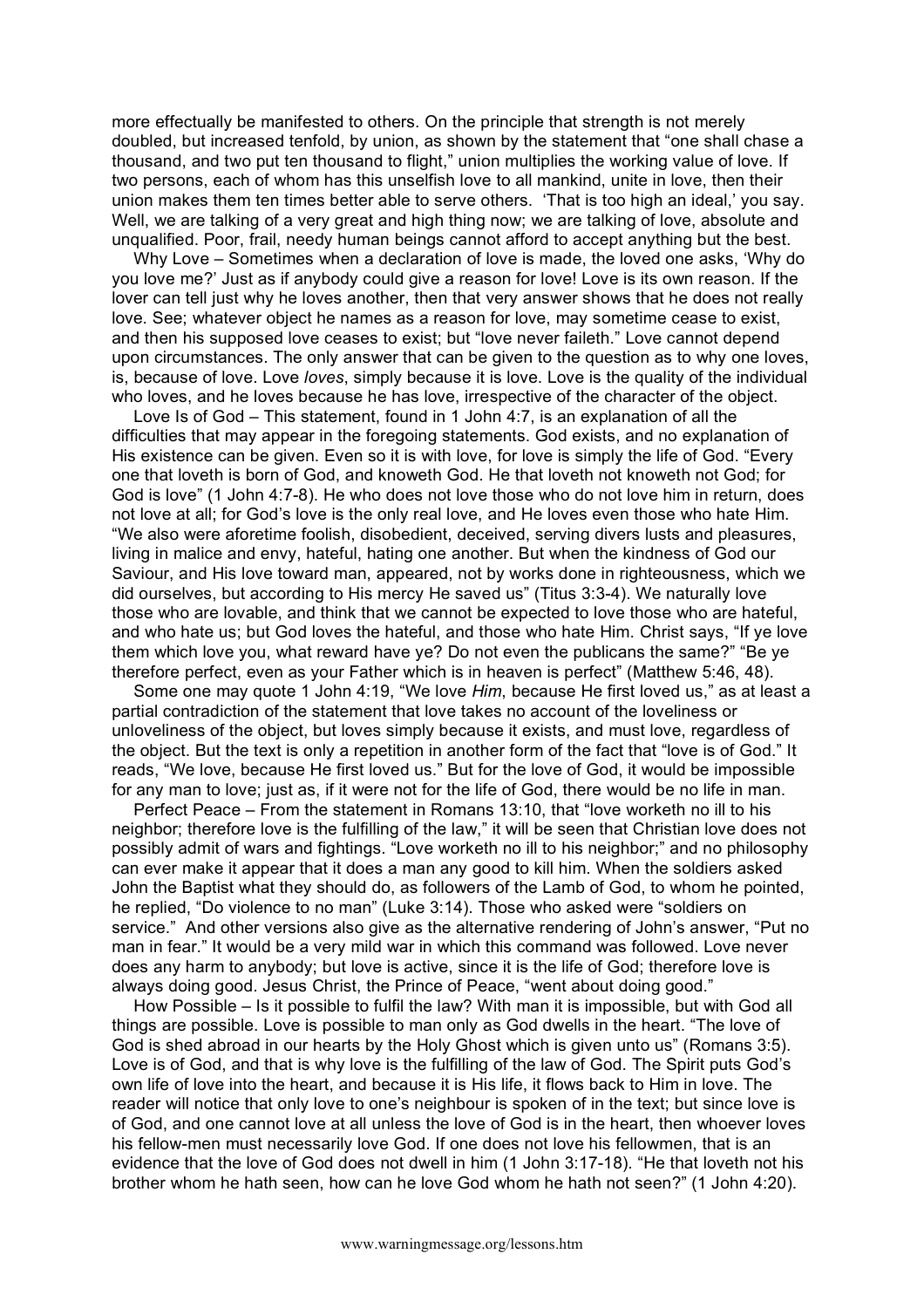more effectually be manifested to others. On the principle that strength is not merely doubled, but increased tenfold, by union, as shown by the statement that "one shall chase a thousand, and two put ten thousand to flight," union multiplies the working value of love. If two persons, each of whom has this unselfish love to all mankind, unite in love, then their union makes them ten times better able to serve others. 'That is too high an ideal,' you say. Well, we are talking of a very great and high thing now; we are talking of love, absolute and unqualified. Poor, frail, needy human beings cannot afford to accept anything but the best.

Why Love – Sometimes when a declaration of love is made, the loved one asks, 'Why do you love me?' Just as if anybody could give a reason for love! Love is its own reason. If the lover can tell just why he loves another, then that very answer shows that he does not really love. See; whatever object he names as a reason for love, may sometime cease to exist, and then his supposed love ceases to exist; but "love never faileth." Love cannot depend upon circumstances. The only answer that can be given to the question as to why one loves, is, because of love. Love *loves*, simply because it is love. Love is the quality of the individual who loves, and he loves because he has love, irrespective of the character of the object.

Love Is of God – This statement, found in 1 John 4:7, is an explanation of all the difficulties that may appear in the foregoing statements. God exists, and no explanation of His existence can be given. Even so it is with love, for love is simply the life of God. "Every one that loveth is born of God, and knoweth God. He that loveth not knoweth not God; for God is love" (1 John 4:7-8). He who does not love those who do not love him in return, does not love at all; for God's love is the only real love, and He loves even those who hate Him. "We also were aforetime foolish, disobedient, deceived, serving divers lusts and pleasures, living in malice and envy, hateful, hating one another. But when the kindness of God our Saviour, and His love toward man, appeared, not by works done in righteousness, which we did ourselves, but according to His mercy He saved us" (Titus 3:3-4). We naturally love those who are lovable, and think that we cannot be expected to love those who are hateful, and who hate us; but God loves the hateful, and those who hate Him. Christ says, "If ye love them which love you, what reward have ye? Do not even the publicans the same?" "Be ye therefore perfect, even as your Father which is in heaven is perfect" (Matthew 5:46, 48).

Some one may quote 1 John 4:19, "We love *Him*, because He first loved us," as at least a partial contradiction of the statement that love takes no account of the loveliness or unloveliness of the object, but loves simply because it exists, and must love, regardless of the object. But the text is only a repetition in another form of the fact that "love is of God." It reads, "We love, because He first loved us." But for the love of God, it would be impossible for any man to love; just as, if it were not for the life of God, there would be no life in man.

Perfect Peace – From the statement in Romans 13:10, that "love worketh no ill to his neighbor; therefore love is the fulfilling of the law," it will be seen that Christian love does not possibly admit of wars and fightings. "Love worketh no ill to his neighbor;" and no philosophy can ever make it appear that it does a man any good to kill him. When the soldiers asked John the Baptist what they should do, as followers of the Lamb of God, to whom he pointed, he replied, "Do violence to no man" (Luke 3:14). Those who asked were "soldiers on service." And other versions also give as the alternative rendering of John's answer, "Put no man in fear." It would be a very mild war in which this command was followed. Love never does any harm to anybody; but love is active, since it is the life of God; therefore love is always doing good. Jesus Christ, the Prince of Peace, "went about doing good."

How Possible – Is it possible to fulfil the law? With man it is impossible, but with God all things are possible. Love is possible to man only as God dwells in the heart. "The love of God is shed abroad in our hearts by the Holy Ghost which is given unto us" (Romans 3:5). Love is of God, and that is why love is the fulfilling of the law of God. The Spirit puts God's own life of love into the heart, and because it is His life, it flows back to Him in love. The reader will notice that only love to one's neighbour is spoken of in the text; but since love is of God, and one cannot love at all unless the love of God is in the heart, then whoever loves his fellow-men must necessarily love God. If one does not love his fellowmen, that is an evidence that the love of God does not dwell in him (1 John 3:17-18). "He that loveth not his brother whom he hath seen, how can he love God whom he hath not seen?" (1 John 4:20).